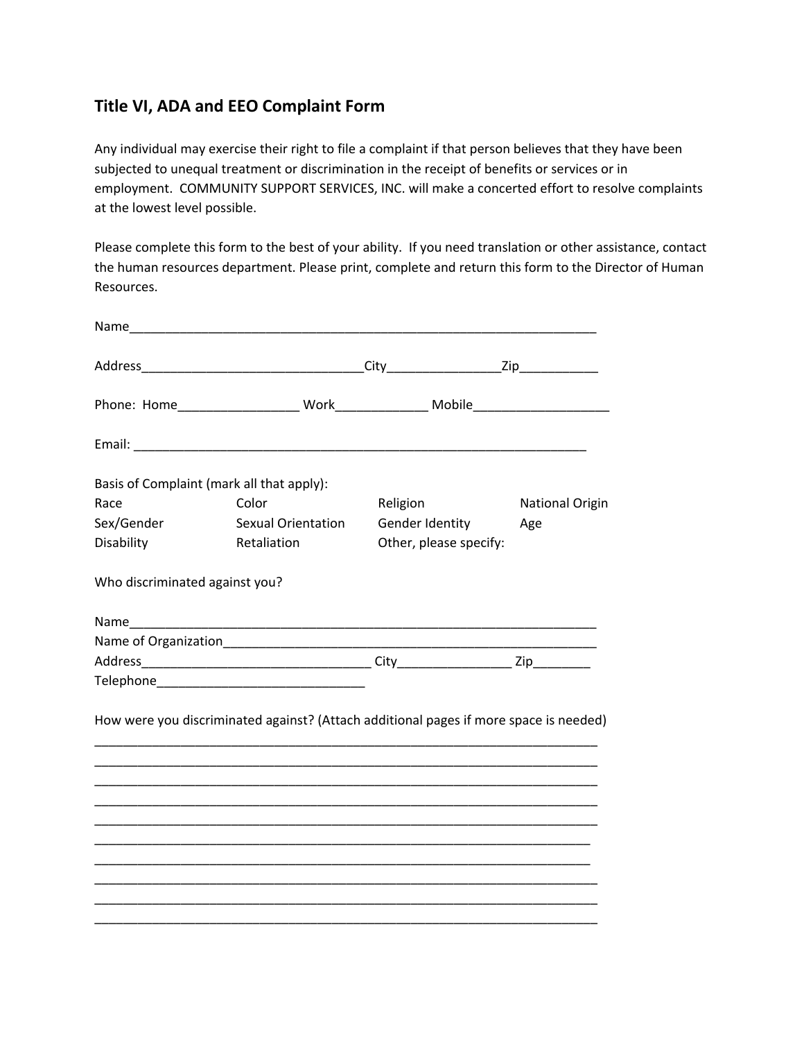## Title VI, ADA and EEO Complaint Form

Any individual may exercise their right to file a complaint if that person believes that they have been subjected to unequal treatment or discrimination in the receipt of benefits or services or in employment. COMMUNITY SUPPORT SERVICES, INC. will make a concerted effort to resolve complaints at the lowest level possible.

Please complete this form to the best of your ability. If you need translation or other assistance, contact the human resources department. Please print, complete and return this form to the Director of Human Resources.

Name______________________________________________________________________

Address________________________________City________________Zip___________

Phone: Home_________________ Work_____________ Mobile___________________

Email: _______________________________________________________________

Basis of Complaint (mark all that apply):

| | | | |
|---|---|---|---|
| Race | Color | Religion | National Origin |
| Sex/Gender | Sexual Orientation | Gender Identity | Age |
| Disability | Retaliation | Other, please specify: | |

Who discriminated against you?

Name______________________________________________________________________
Name of Organization_____________________________________________________
Address________________________________ City________________ Zip________
Telephone______________________________

How were you discriminated against? (Attach additional pages if more space is needed)

___________________________________________________________________________
___________________________________________________________________________
___________________________________________________________________________
___________________________________________________________________________
___________________________________________________________________________
___________________________________________________________________________
___________________________________________________________________________
___________________________________________________________________________
___________________________________________________________________________
___________________________________________________________________________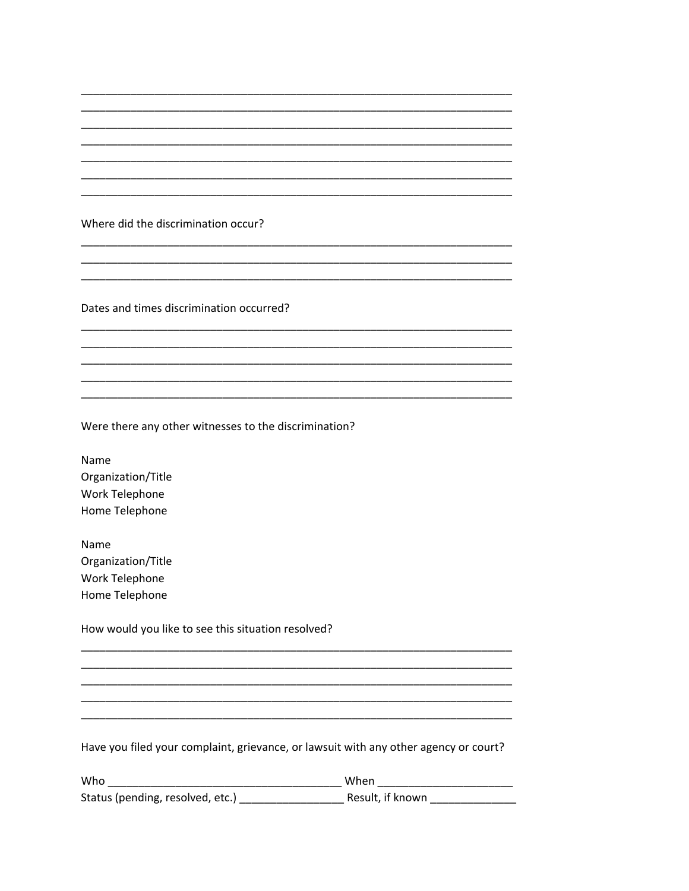\_\_\_\_\_\_\_\_\_\_\_\_\_\_\_\_\_\_\_\_\_\_\_\_\_\_\_\_\_\_\_\_\_\_\_\_\_\_\_\_\_\_\_\_\_\_\_\_\_\_\_\_\_\_\_\_\_\_\_\_\_\_\_\_\_\_\_\_\_\_
\_\_\_\_\_\_\_\_\_\_\_\_\_\_\_\_\_\_\_\_\_\_\_\_\_\_\_\_\_\_\_\_\_\_\_\_\_\_\_\_\_\_\_\_\_\_\_\_\_\_\_\_\_\_\_\_\_\_\_\_\_\_\_\_\_\_\_\_\_\_
\_\_\_\_\_\_\_\_\_\_\_\_\_\_\_\_\_\_\_\_\_\_\_\_\_\_\_\_\_\_\_\_\_\_\_\_\_\_\_\_\_\_\_\_\_\_\_\_\_\_\_\_\_\_\_\_\_\_\_\_\_\_\_\_\_\_\_\_\_\_
\_\_\_\_\_\_\_\_\_\_\_\_\_\_\_\_\_\_\_\_\_\_\_\_\_\_\_\_\_\_\_\_\_\_\_\_\_\_\_\_\_\_\_\_\_\_\_\_\_\_\_\_\_\_\_\_\_\_\_\_\_\_\_\_\_\_\_\_\_\_
\_\_\_\_\_\_\_\_\_\_\_\_\_\_\_\_\_\_\_\_\_\_\_\_\_\_\_\_\_\_\_\_\_\_\_\_\_\_\_\_\_\_\_\_\_\_\_\_\_\_\_\_\_\_\_\_\_\_\_\_\_\_\_\_\_\_\_\_\_\_
\_\_\_\_\_\_\_\_\_\_\_\_\_\_\_\_\_\_\_\_\_\_\_\_\_\_\_\_\_\_\_\_\_\_\_\_\_\_\_\_\_\_\_\_\_\_\_\_\_\_\_\_\_\_\_\_\_\_\_\_\_\_\_\_\_\_\_\_\_\_
\_\_\_\_\_\_\_\_\_\_\_\_\_\_\_\_\_\_\_\_\_\_\_\_\_\_\_\_\_\_\_\_\_\_\_\_\_\_\_\_\_\_\_\_\_\_\_\_\_\_\_\_\_\_\_\_\_\_\_\_\_\_\_\_\_\_\_\_\_\_

Where did the discrimination occur?

\_\_\_\_\_\_\_\_\_\_\_\_\_\_\_\_\_\_\_\_\_\_\_\_\_\_\_\_\_\_\_\_\_\_\_\_\_\_\_\_\_\_\_\_\_\_\_\_\_\_\_\_\_\_\_\_\_\_\_\_\_\_\_\_\_\_\_\_\_\_
\_\_\_\_\_\_\_\_\_\_\_\_\_\_\_\_\_\_\_\_\_\_\_\_\_\_\_\_\_\_\_\_\_\_\_\_\_\_\_\_\_\_\_\_\_\_\_\_\_\_\_\_\_\_\_\_\_\_\_\_\_\_\_\_\_\_\_\_\_\_
\_\_\_\_\_\_\_\_\_\_\_\_\_\_\_\_\_\_\_\_\_\_\_\_\_\_\_\_\_\_\_\_\_\_\_\_\_\_\_\_\_\_\_\_\_\_\_\_\_\_\_\_\_\_\_\_\_\_\_\_\_\_\_\_\_\_\_\_\_\_

Dates and times discrimination occurred?

\_\_\_\_\_\_\_\_\_\_\_\_\_\_\_\_\_\_\_\_\_\_\_\_\_\_\_\_\_\_\_\_\_\_\_\_\_\_\_\_\_\_\_\_\_\_\_\_\_\_\_\_\_\_\_\_\_\_\_\_\_\_\_\_\_\_\_\_\_\_
\_\_\_\_\_\_\_\_\_\_\_\_\_\_\_\_\_\_\_\_\_\_\_\_\_\_\_\_\_\_\_\_\_\_\_\_\_\_\_\_\_\_\_\_\_\_\_\_\_\_\_\_\_\_\_\_\_\_\_\_\_\_\_\_\_\_\_\_\_\_
\_\_\_\_\_\_\_\_\_\_\_\_\_\_\_\_\_\_\_\_\_\_\_\_\_\_\_\_\_\_\_\_\_\_\_\_\_\_\_\_\_\_\_\_\_\_\_\_\_\_\_\_\_\_\_\_\_\_\_\_\_\_\_\_\_\_\_\_\_\_
\_\_\_\_\_\_\_\_\_\_\_\_\_\_\_\_\_\_\_\_\_\_\_\_\_\_\_\_\_\_\_\_\_\_\_\_\_\_\_\_\_\_\_\_\_\_\_\_\_\_\_\_\_\_\_\_\_\_\_\_\_\_\_\_\_\_\_\_\_\_
\_\_\_\_\_\_\_\_\_\_\_\_\_\_\_\_\_\_\_\_\_\_\_\_\_\_\_\_\_\_\_\_\_\_\_\_\_\_\_\_\_\_\_\_\_\_\_\_\_\_\_\_\_\_\_\_\_\_\_\_\_\_\_\_\_\_\_\_\_\_

Were there any other witnesses to the discrimination?

Name
Organization/Title
Work Telephone
Home Telephone

Name
Organization/Title
Work Telephone
Home Telephone

How would you like to see this situation resolved?

\_\_\_\_\_\_\_\_\_\_\_\_\_\_\_\_\_\_\_\_\_\_\_\_\_\_\_\_\_\_\_\_\_\_\_\_\_\_\_\_\_\_\_\_\_\_\_\_\_\_\_\_\_\_\_\_\_\_\_\_\_\_\_\_\_\_\_\_\_\_
\_\_\_\_\_\_\_\_\_\_\_\_\_\_\_\_\_\_\_\_\_\_\_\_\_\_\_\_\_\_\_\_\_\_\_\_\_\_\_\_\_\_\_\_\_\_\_\_\_\_\_\_\_\_\_\_\_\_\_\_\_\_\_\_\_\_\_\_\_\_
\_\_\_\_\_\_\_\_\_\_\_\_\_\_\_\_\_\_\_\_\_\_\_\_\_\_\_\_\_\_\_\_\_\_\_\_\_\_\_\_\_\_\_\_\_\_\_\_\_\_\_\_\_\_\_\_\_\_\_\_\_\_\_\_\_\_\_\_\_\_
\_\_\_\_\_\_\_\_\_\_\_\_\_\_\_\_\_\_\_\_\_\_\_\_\_\_\_\_\_\_\_\_\_\_\_\_\_\_\_\_\_\_\_\_\_\_\_\_\_\_\_\_\_\_\_\_\_\_\_\_\_\_\_\_\_\_\_\_\_\_
\_\_\_\_\_\_\_\_\_\_\_\_\_\_\_\_\_\_\_\_\_\_\_\_\_\_\_\_\_\_\_\_\_\_\_\_\_\_\_\_\_\_\_\_\_\_\_\_\_\_\_\_\_\_\_\_\_\_\_\_\_\_\_\_\_\_\_\_\_\_

Have you filed your complaint, grievance, or lawsuit with any other agency or court?

Who \_\_\_\_\_\_\_\_\_\_\_\_\_\_\_\_\_\_\_\_\_\_\_\_\_\_\_\_\_\_\_\_\_\_\_\_\_\_ When \_\_\_\_\_\_\_\_\_\_\_\_\_\_\_\_\_\_\_\_\_\_
Status (pending, resolved, etc.) \_\_\_\_\_\_\_\_\_\_\_\_\_\_\_\_\_ Result, if known \_\_\_\_\_\_\_\_\_\_\_\_\_\_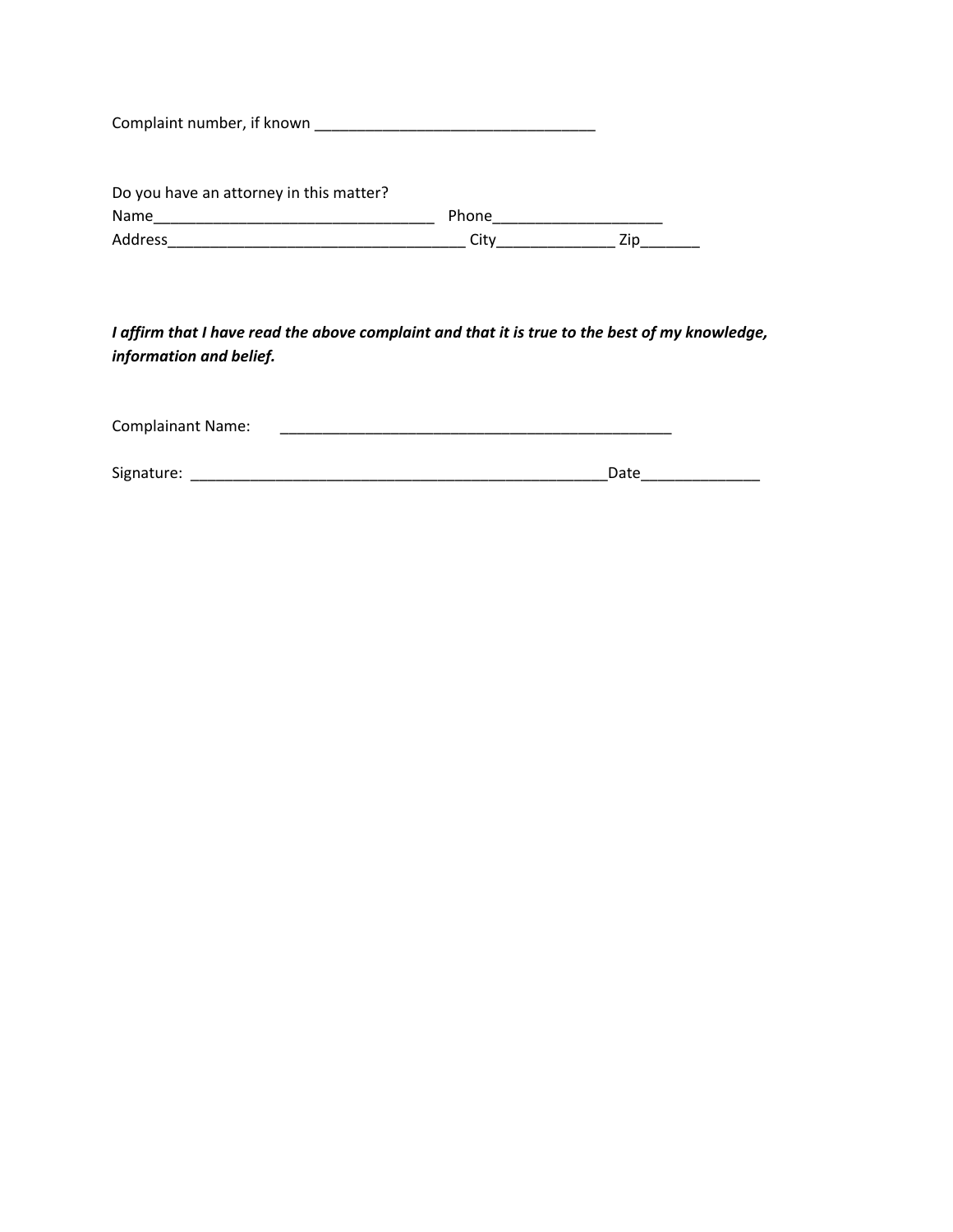Complaint number, if known _________________________________

Do you have an attorney in this matter?

Name_________________________________ Phone____________________

Address___________________________________ City_____________ Zip_______

***I affirm that I have read the above complaint and that it is true to the best of my knowledge, information and belief.***

Complainant Name: _______________________________________________

Signature: _________________________________________________Date_____________